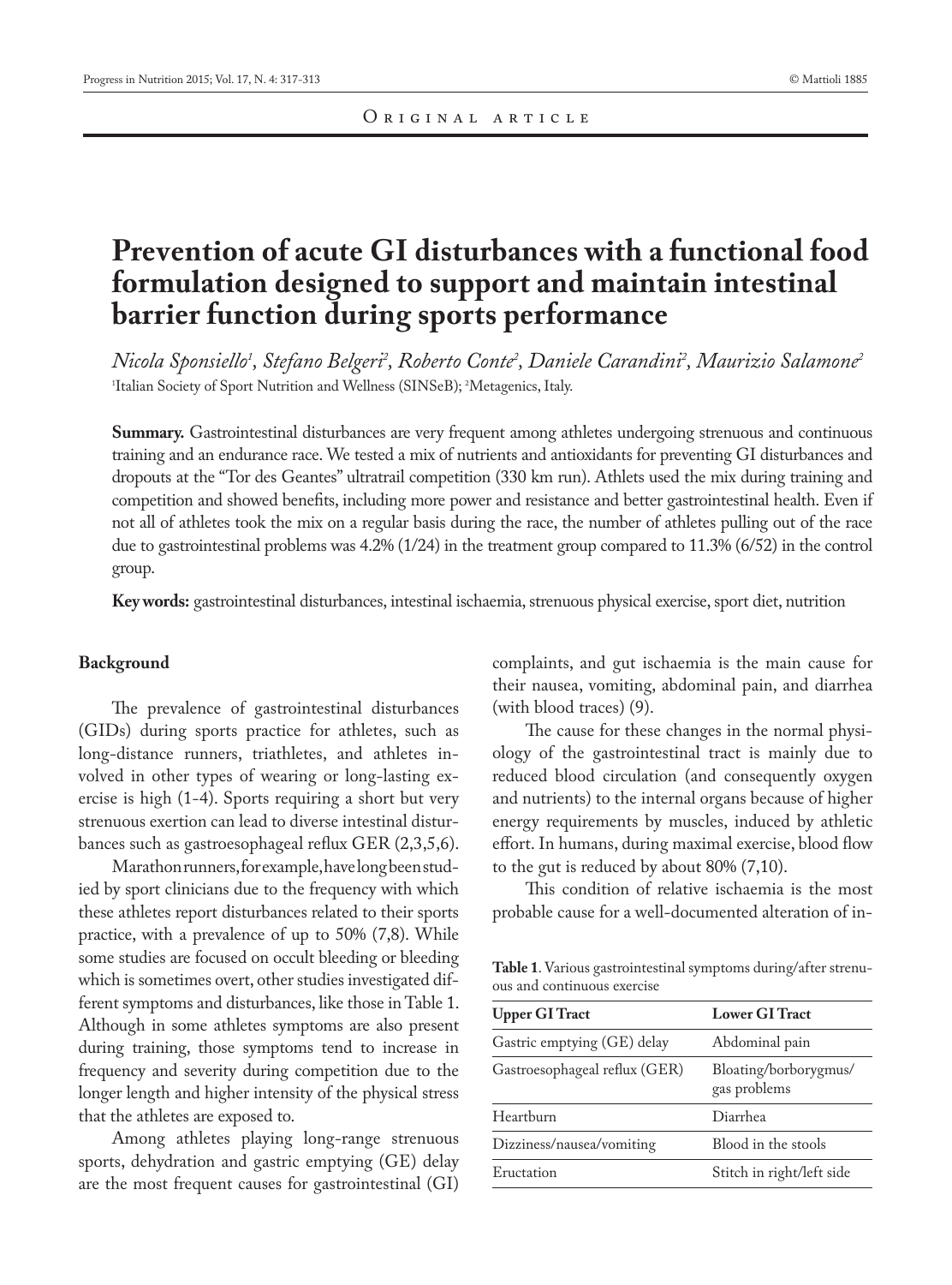Original article

# Prevention of acute GI disturbances with a functional food formulation designed to support and maintain intestinal barrier function during sports performance

*Nicola Sponsiello[1], Stefano Belgeri[2], Roberto Conte[2], Daniele Carandini[2], Maurizio Salamone[2]*

[1]Italian Society of Sport Nutrition and Wellness (SINSeB); [2]Metagenics, Italy.

**Summary.** Gastrointestinal disturbances are very frequent among athletes undergoing strenuous and continuous training and an endurance race. We tested a mix of nutrients and antioxidants for preventing GI disturbances and dropouts at the "Tor des Geantes" ultratrail competition (330 km run). Athletes used the mix during training and competition and showed benefits, including more power and resistance and better gastrointestinal health. Even if not all of athletes took the mix on a regular basis during the race, the number of athletes pulling out of the race due to gastrointestinal problems was 4.2% (1/24) in the treatment group compared to 11.3% (6/52) in the control group.

**Key words:** gastrointestinal disturbances, intestinal ischaemia, strenuous physical exercise, sport diet, nutrition

## Background

The prevalence of gastrointestinal disturbances (GIDs) during sports practice for athletes, such as long-distance runners, triathletes, and athletes involved in other types of wearing or long-lasting exercise is high (1-4). Sports requiring a short but very strenuous exertion can lead to diverse intestinal disturbances such as gastroesophageal reflux GER (2,3,5,6).

Marathon runners, for example, have long been studied by sport clinicians due to the frequency with which these athletes report disturbances related to their sports practice, with a prevalence of up to 50% (7,8). While some studies are focused on occult bleeding or bleeding which is sometimes overt, other studies investigated different symptoms and disturbances, like those in Table 1. Although in some athletes symptoms are also present during training, those symptoms tend to increase in frequency and severity during competition due to the longer length and higher intensity of the physical stress that the athletes are exposed to.

Among athletes playing long-range strenuous sports, dehydration and gastric emptying (GE) delay are the most frequent causes for gastrointestinal (GI) complaints, and gut ischaemia is the main cause for their nausea, vomiting, abdominal pain, and diarrhea (with blood traces) (9).

The cause for these changes in the normal physiology of the gastrointestinal tract is mainly due to reduced blood circulation (and consequently oxygen and nutrients) to the internal organs because of higher energy requirements by muscles, induced by athletic effort. In humans, during maximal exercise, blood flow to the gut is reduced by about 80% (7,10).

This condition of relative ischaemia is the most probable cause for a well-documented alteration of in-

**Table 1**. Various gastrointestinal symptoms during/after strenuous and continuous exercise

| Upper GI Tract | Lower GI Tract |
| --- | --- |
| Gastric emptying (GE) delay | Abdominal pain |
| Gastroesophageal reflux (GER) | Bloating/borborygmus/gas problems |
| Heartburn | Diarrhea |
| Dizziness/nausea/vomiting | Blood in the stools |
| Eructation | Stitch in right/left side |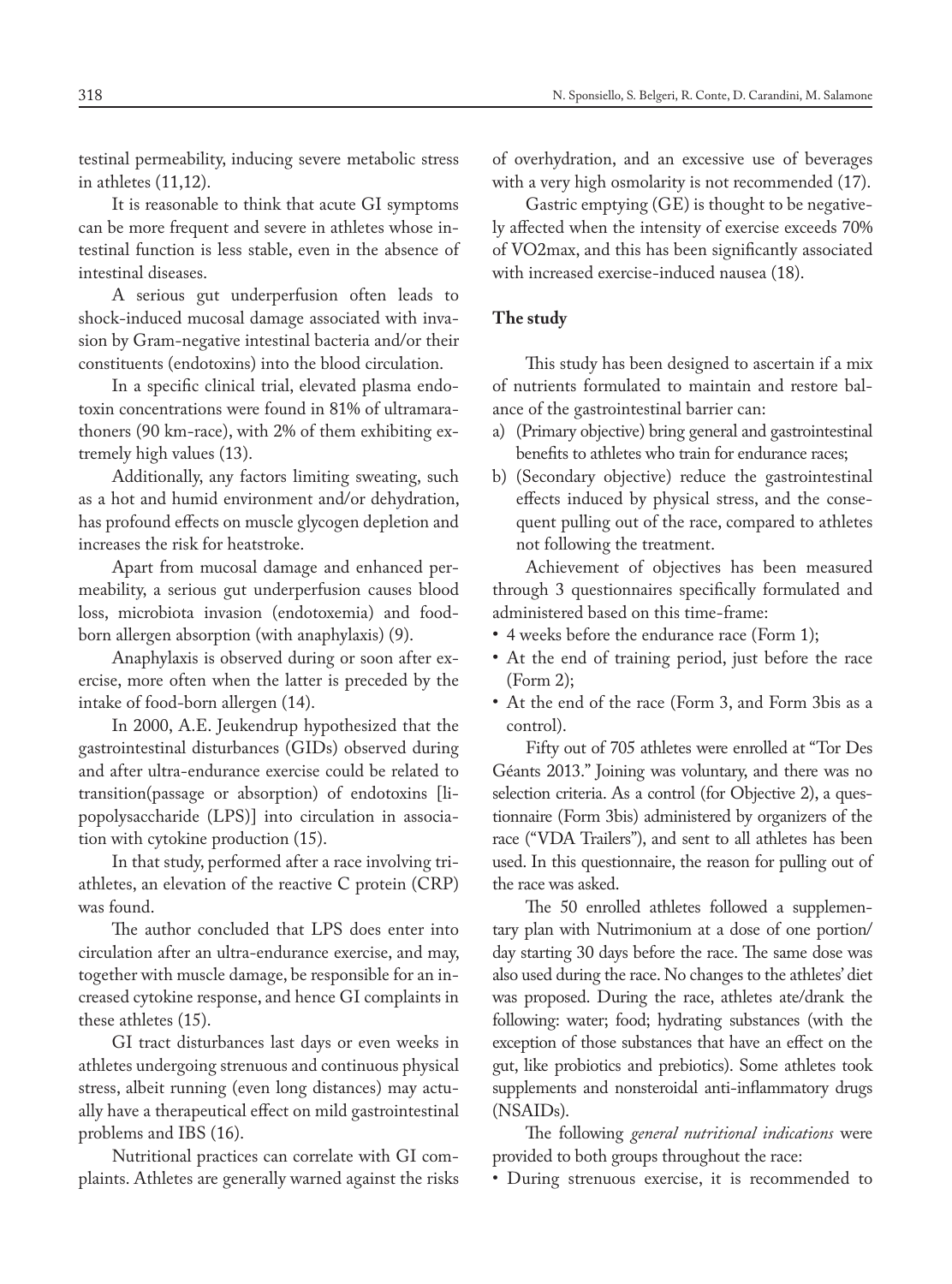testinal permeability, inducing severe metabolic stress in athletes (11,12).

It is reasonable to think that acute GI symptoms can be more frequent and severe in athletes whose intestinal function is less stable, even in the absence of intestinal diseases.

A serious gut underperfusion often leads to shock-induced mucosal damage associated with invasion by Gram-negative intestinal bacteria and/or their constituents (endotoxins) into the blood circulation.

In a specific clinical trial, elevated plasma endotoxin concentrations were found in 81% of ultramarathoners (90 km-race), with 2% of them exhibiting extremely high values (13).

Additionally, any factors limiting sweating, such as a hot and humid environment and/or dehydration, has profound effects on muscle glycogen depletion and increases the risk for heatstroke.

Apart from mucosal damage and enhanced permeability, a serious gut underperfusion causes blood loss, microbiota invasion (endotoxemia) and food-born allergen absorption (with anaphylaxis) (9).

Anaphylaxis is observed during or soon after exercise, more often when the latter is preceded by the intake of food-born allergen (14).

In 2000, A.E. Jeukendrup hypothesized that the gastrointestinal disturbances (GIDs) observed during and after ultra-endurance exercise could be related to transition(passage or absorption) of endotoxins [lipopolysaccharide (LPS)] into circulation in association with cytokine production (15).

In that study, performed after a race involving triathletes, an elevation of the reactive C protein (CRP) was found.

The author concluded that LPS does enter into circulation after an ultra-endurance exercise, and may, together with muscle damage, be responsible for an increased cytokine response, and hence GI complaints in these athletes (15).

GI tract disturbances last days or even weeks in athletes undergoing strenuous and continuous physical stress, albeit running (even long distances) may actually have a therapeutical effect on mild gastrointestinal problems and IBS (16).

Nutritional practices can correlate with GI complaints. Athletes are generally warned against the risks of overhydration, and an excessive use of beverages with a very high osmolarity is not recommended (17).

Gastric emptying (GE) is thought to be negatively affected when the intensity of exercise exceeds 70% of VO2max, and this has been significantly associated with increased exercise-induced nausea (18).

**The study**

This study has been designed to ascertain if a mix of nutrients formulated to maintain and restore balance of the gastrointestinal barrier can:

a) (Primary objective) bring general and gastrointestinal benefits to athletes who train for endurance races;
b) (Secondary objective) reduce the gastrointestinal effects induced by physical stress, and the consequent pulling out of the race, compared to athletes not following the treatment.

Achievement of objectives has been measured through 3 questionnaires specifically formulated and administered based on this time-frame:

- 4 weeks before the endurance race (Form 1);
- At the end of training period, just before the race (Form 2);
- At the end of the race (Form 3, and Form 3bis as a control).

Fifty out of 705 athletes were enrolled at "Tor Des Géants 2013." Joining was voluntary, and there was no selection criteria. As a control (for Objective 2), a questionnaire (Form 3bis) administered by organizers of the race ("VDA Trailers"), and sent to all athletes has been used. In this questionnaire, the reason for pulling out of the race was asked.

The 50 enrolled athletes followed a supplementary plan with Nutrimonium at a dose of one portion/day starting 30 days before the race. The same dose was also used during the race. No changes to the athletes' diet was proposed. During the race, athletes ate/drank the following: water; food; hydrating substances (with the exception of those substances that have an effect on the gut, like probiotics and prebiotics). Some athletes took supplements and nonsteroidal anti-inflammatory drugs (NSAIDs).

The following *general nutritional indications* were provided to both groups throughout the race:

- During strenuous exercise, it is recommended to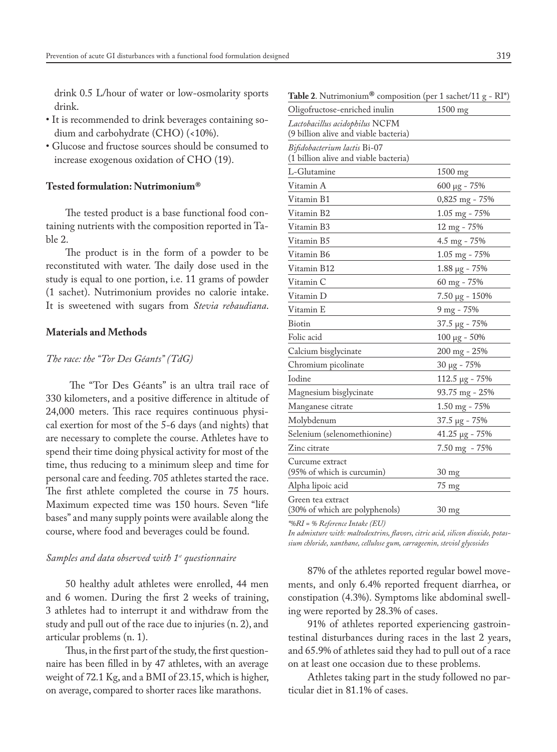drink 0.5 L/hour of water or low-osmolarity sports drink.

- It is recommended to drink beverages containing sodium and carbohydrate (CHO) (<10%).
- Glucose and fructose sources should be consumed to increase exogenous oxidation of CHO (19).

### Tested formulation: Nutrimonium®

The tested product is a base functional food containing nutrients with the composition reported in Table 2.

The product is in the form of a powder to be reconstituted with water. The daily dose used in the study is equal to one portion, i.e. 11 grams of powder (1 sachet). Nutrimonium provides no calorie intake. It is sweetened with sugars from *Stevia rebaudiana*.

## Materials and Methods

### *The race: the "Tor Des Géants" (TdG)*

The "Tor Des Géants" is an ultra trail race of 330 kilometers, and a positive difference in altitude of 24,000 meters. This race requires continuous physical exertion for most of the 5-6 days (and nights) that are necessary to complete the course. Athletes have to spend their time doing physical activity for most of the time, thus reducing to a minimum sleep and time for personal care and feeding. 705 athletes started the race. The first athlete completed the course in 75 hours. Maximum expected time was 150 hours. Seven "life bases" and many supply points were available along the course, where food and beverages could be found.

### *Samples and data observed with 1st questionnaire*

50 healthy adult athletes were enrolled, 44 men and 6 women. During the first 2 weeks of training, 3 athletes had to interrupt it and withdraw from the study and pull out of the race due to injuries (n. 2), and articular problems (n. 1).

Thus, in the first part of the study, the first questionnaire has been filled in by 47 athletes, with an average weight of 72.1 Kg, and a BMI of 23.15, which is higher, on average, compared to shorter races like marathons.

**Table 2**. Nutrimonium® composition (per 1 sachet/11 g - RI*)

| Component | Amount |
|---|---|
| Oligofructose-enriched inulin | 1500 mg |
| *Lactobacillus acidophilus* NCFM (9 billion alive and viable bacteria) | |
| *Bifidobacterium lactis* Bi-07 (1 billion alive and viable bacteria) | |
| L-Glutamine | 1500 mg |
| Vitamin A | 600 µg - 75% |
| Vitamin B1 | 0,825 mg - 75% |
| Vitamin B2 | 1.05 mg - 75% |
| Vitamin B3 | 12 mg - 75% |
| Vitamin B5 | 4.5 mg - 75% |
| Vitamin B6 | 1.05 mg - 75% |
| Vitamin B12 | 1.88 µg - 75% |
| Vitamin C | 60 mg - 75% |
| Vitamin D | 7.50 µg - 150% |
| Vitamin E | 9 mg - 75% |
| Biotin | 37.5 µg - 75% |
| Folic acid | 100 µg - 50% |
| Calcium bisglycinate | 200 mg - 25% |
| Chromium picolinate | 30 µg - 75% |
| Iodine | 112.5 µg - 75% |
| Magnesium bisglycinate | 93.75 mg - 25% |
| Manganese citrate | 1.50 mg - 75% |
| Molybdenum | 37.5 µg - 75% |
| Selenium (selenomethionine) | 41.25 µg - 75% |
| Zinc citrate | 7.50 mg - 75% |
| Curcume extract (95% of which is curcumin) | 30 mg |
| Alpha lipoic acid | 75 mg |
| Green tea extract (30% of which are polyphenols) | 30 mg |

*%RI = % Reference Intake (EU)*

*In admixture with: maltodextrins, flavors, citric acid, silicon dioxide, potassium chloride, xanthane, cellulose gum, carrageenin, steviol glycosides*

87% of the athletes reported regular bowel movements, and only 6.4% reported frequent diarrhea, or constipation (4.3%). Symptoms like abdominal swelling were reported by 28.3% of cases.

91% of athletes reported experiencing gastrointestinal disturbances during races in the last 2 years, and 65.9% of athletes said they had to pull out of a race on at least one occasion due to these problems.

Athletes taking part in the study followed no particular diet in 81.1% of cases.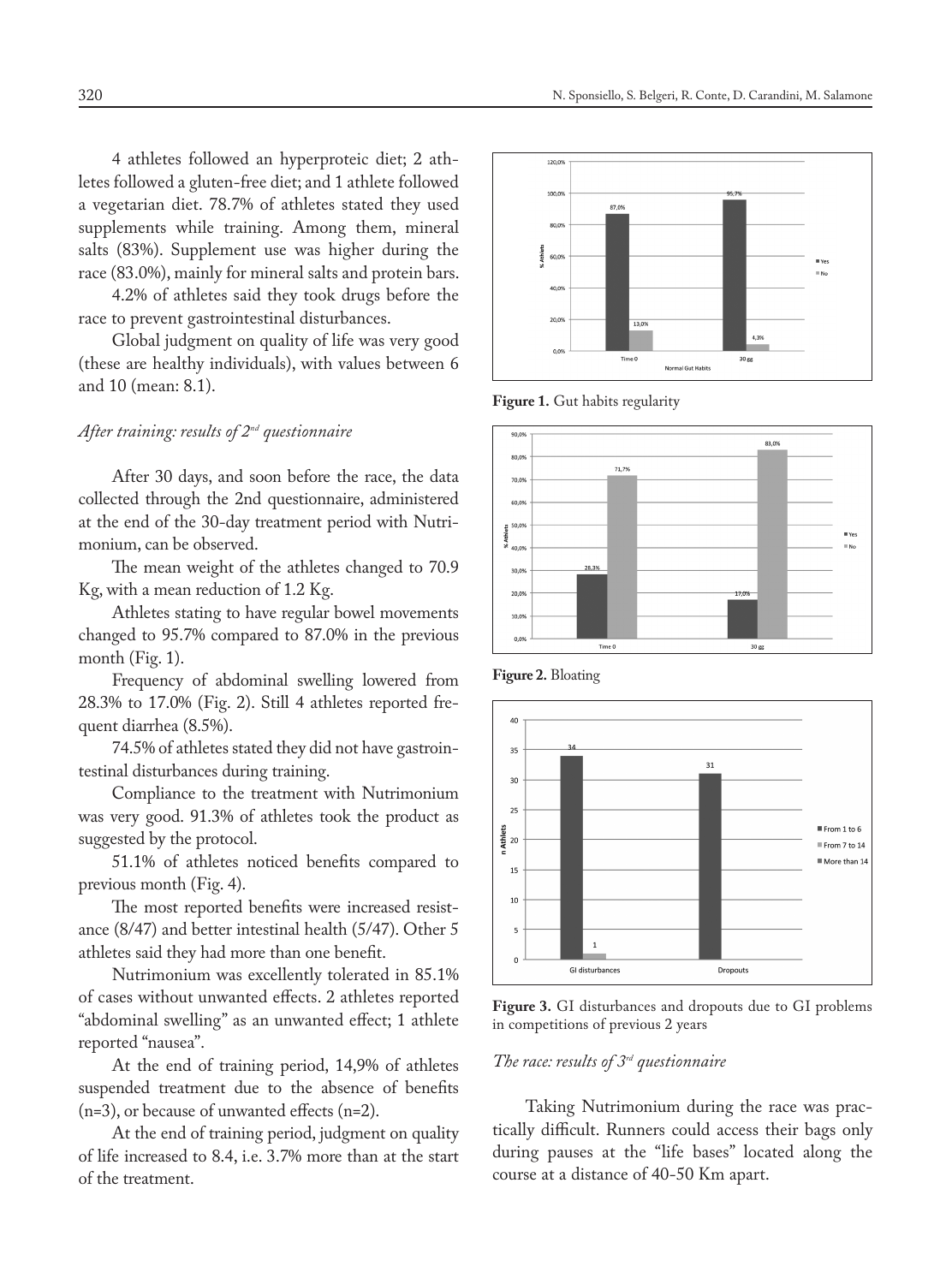4 athletes followed an hyperproteic diet; 2 athletes followed a gluten-free diet; and 1 athlete followed a vegetarian diet. 78.7% of athletes stated they used supplements while training. Among them, mineral salts (83%). Supplement use was higher during the race (83.0%), mainly for mineral salts and protein bars.

4.2% of athletes said they took drugs before the race to prevent gastrointestinal disturbances.

Global judgment on quality of life was very good (these are healthy individuals), with values between 6 and 10 (mean: 8.1).

### *After training: results of 2nd questionnaire*

After 30 days, and soon before the race, the data collected through the 2nd questionnaire, administered at the end of the 30-day treatment period with Nutrimonium, can be observed.

The mean weight of the athletes changed to 70.9 Kg, with a mean reduction of 1.2 Kg.

Athletes stating to have regular bowel movements changed to 95.7% compared to 87.0% in the previous month (Fig. 1).

Frequency of abdominal swelling lowered from 28.3% to 17.0% (Fig. 2). Still 4 athletes reported frequent diarrhea (8.5%).

74.5% of athletes stated they did not have gastrointestinal disturbances during training.

Compliance to the treatment with Nutrimonium was very good. 91.3% of athletes took the product as suggested by the protocol.

51.1% of athletes noticed benefits compared to previous month (Fig. 4).

The most reported benefits were increased resistance (8/47) and better intestinal health (5/47). Other 5 athletes said they had more than one benefit.

Nutrimonium was excellently tolerated in 85.1% of cases without unwanted effects. 2 athletes reported "abdominal swelling" as an unwanted effect; 1 athlete reported "nausea".

At the end of training period, 14,9% of athletes suspended treatment due to the absence of benefits (n=3), or because of unwanted effects (n=2).

At the end of training period, judgment on quality of life increased to 8.4, i.e. 3.7% more than at the start of the treatment.

**Figure 1.** Gut habits regularity

**Figure 2.** Bloating

**Figure 3.** GI disturbances and dropouts due to GI problems in competitions of previous 2 years

### *The race: results of 3rd questionnaire*

Taking Nutrimonium during the race was practically difficult. Runners could access their bags only during pauses at the "life bases" located along the course at a distance of 40-50 Km apart.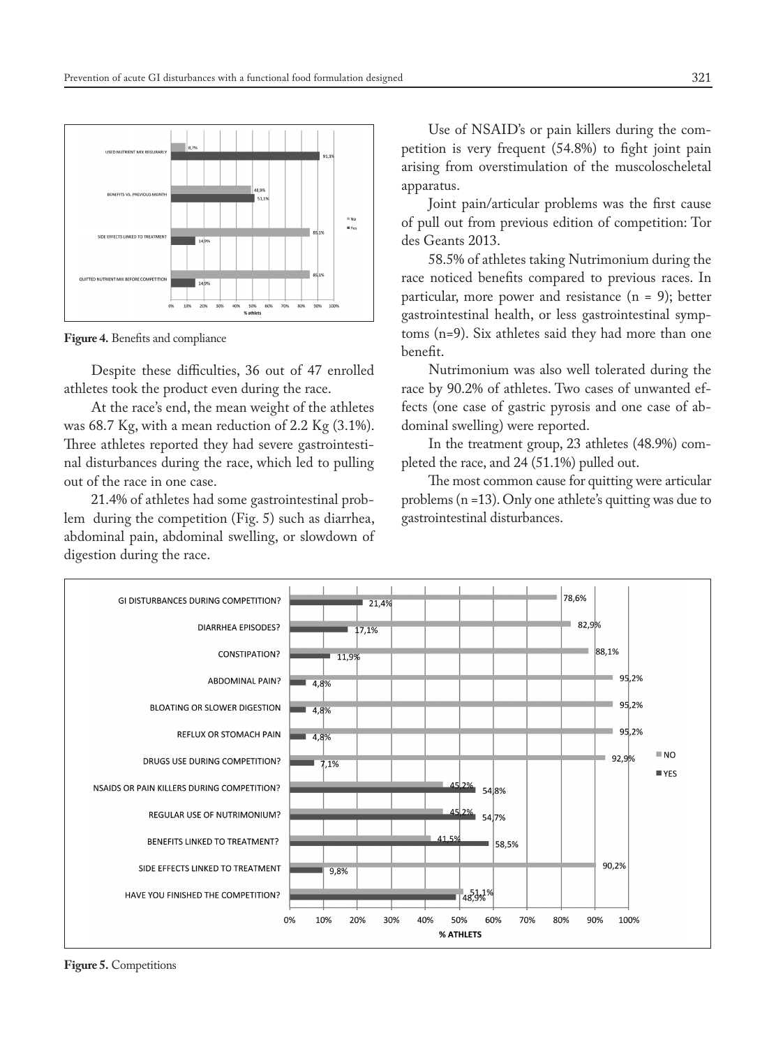**Figure 4.** Benefits and compliance

Despite these difficulties, 36 out of 47 enrolled athletes took the product even during the race.

At the race's end, the mean weight of the athletes was 68.7 Kg, with a mean reduction of 2.2 Kg (3.1%). Three athletes reported they had severe gastrointestinal disturbances during the race, which led to pulling out of the race in one case.

21.4% of athletes had some gastrointestinal problem during the competition (Fig. 5) such as diarrhea, abdominal pain, abdominal swelling, or slowdown of digestion during the race.

Use of NSAID's or pain killers during the competition is very frequent (54.8%) to fight joint pain arising from overstimulation of the muscoloscheletal apparatus.

Joint pain/articular problems was the first cause of pull out from previous edition of competition: Tor des Geants 2013.

58.5% of athletes taking Nutrimonium during the race noticed benefits compared to previous races. In particular, more power and resistance (n = 9); better gastrointestinal health, or less gastrointestinal symptoms (n=9). Six athletes said they had more than one benefit.

Nutrimonium was also well tolerated during the race by 90.2% of athletes. Two cases of unwanted effects (one case of gastric pyrosis and one case of abdominal swelling) were reported.

In the treatment group, 23 athletes (48.9%) completed the race, and 24 (51.1%) pulled out.

The most common cause for quitting were articular problems (n =13). Only one athlete's quitting was due to gastrointestinal disturbances.

**Figure 5.** Competitions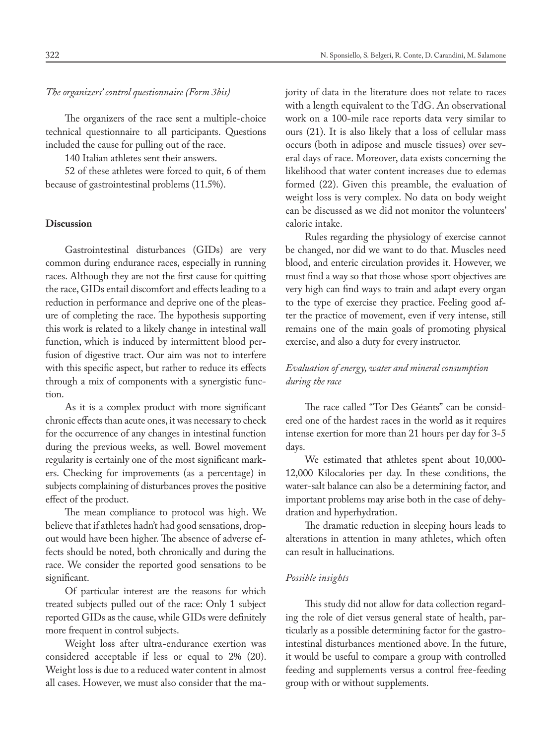*The organizers' control questionnaire (Form 3bis)*

The organizers of the race sent a multiple-choice technical questionnaire to all participants. Questions included the cause for pulling out of the race.

140 Italian athletes sent their answers.

52 of these athletes were forced to quit, 6 of them because of gastrointestinal problems (11.5%).

## Discussion

Gastrointestinal disturbances (GIDs) are very common during endurance races, especially in running races. Although they are not the first cause for quitting the race, GIDs entail discomfort and effects leading to a reduction in performance and deprive one of the pleasure of completing the race. The hypothesis supporting this work is related to a likely change in intestinal wall function, which is induced by intermittent blood perfusion of digestive tract. Our aim was not to interfere with this specific aspect, but rather to reduce its effects through a mix of components with a synergistic function.

As it is a complex product with more significant chronic effects than acute ones, it was necessary to check for the occurrence of any changes in intestinal function during the previous weeks, as well. Bowel movement regularity is certainly one of the most significant markers. Checking for improvements (as a percentage) in subjects complaining of disturbances proves the positive effect of the product.

The mean compliance to protocol was high. We believe that if athletes hadn't had good sensations, dropout would have been higher. The absence of adverse effects should be noted, both chronically and during the race. We consider the reported good sensations to be significant.

Of particular interest are the reasons for which treated subjects pulled out of the race: Only 1 subject reported GIDs as the cause, while GIDs were definitely more frequent in control subjects.

Weight loss after ultra-endurance exertion was considered acceptable if less or equal to 2% (20). Weight loss is due to a reduced water content in almost all cases. However, we must also consider that the majority of data in the literature does not relate to races with a length equivalent to the TdG. An observational work on a 100-mile race reports data very similar to ours (21). It is also likely that a loss of cellular mass occurs (both in adipose and muscle tissues) over several days of race. Moreover, data exists concerning the likelihood that water content increases due to edemas formed (22). Given this preamble, the evaluation of weight loss is very complex. No data on body weight can be discussed as we did not monitor the volunteers' caloric intake.

Rules regarding the physiology of exercise cannot be changed, nor did we want to do that. Muscles need blood, and enteric circulation provides it. However, we must find a way so that those whose sport objectives are very high can find ways to train and adapt every organ to the type of exercise they practice. Feeling good after the practice of movement, even if very intense, still remains one of the main goals of promoting physical exercise, and also a duty for every instructor.

*Evaluation of energy, water and mineral consumption during the race*

The race called "Tor Des Géants" can be considered one of the hardest races in the world as it requires intense exertion for more than 21 hours per day for 3-5 days.

We estimated that athletes spent about 10,000-12,000 Kilocalories per day. In these conditions, the water-salt balance can also be a determining factor, and important problems may arise both in the case of dehydration and hyperhydration.

The dramatic reduction in sleeping hours leads to alterations in attention in many athletes, which often can result in hallucinations.

*Possible insights*

This study did not allow for data collection regarding the role of diet versus general state of health, particularly as a possible determining factor for the gastrointestinal disturbances mentioned above. In the future, it would be useful to compare a group with controlled feeding and supplements versus a control free-feeding group with or without supplements.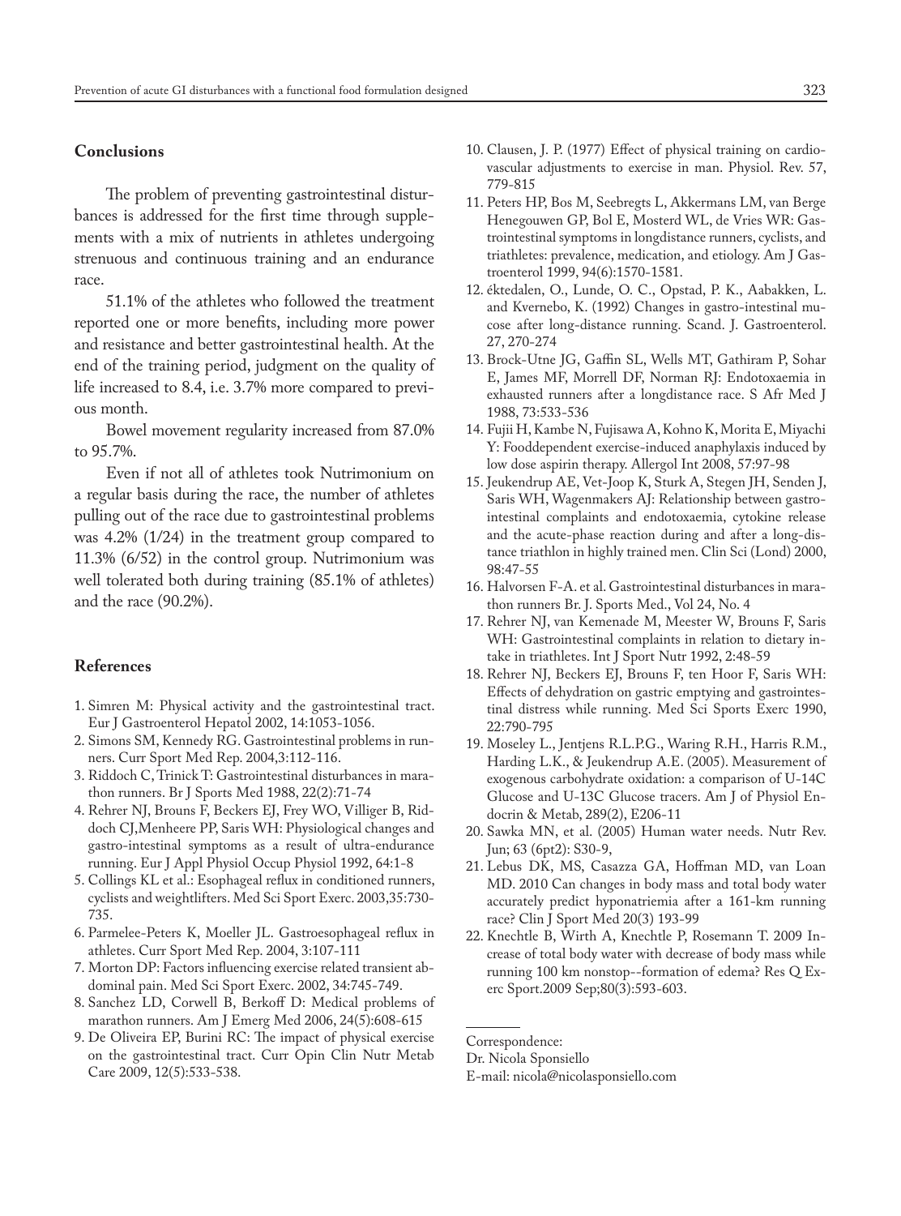## Conclusions

The problem of preventing gastrointestinal disturbances is addressed for the first time through supplements with a mix of nutrients in athletes undergoing strenuous and continuous training and an endurance race.

51.1% of the athletes who followed the treatment reported one or more benefits, including more power and resistance and better gastrointestinal health. At the end of the training period, judgment on the quality of life increased to 8.4, i.e. 3.7% more compared to previous month.

Bowel movement regularity increased from 87.0% to 95.7%.

Even if not all of athletes took Nutrimonium on a regular basis during the race, the number of athletes pulling out of the race due to gastrointestinal problems was 4.2% (1/24) in the treatment group compared to 11.3% (6/52) in the control group. Nutrimonium was well tolerated both during training (85.1% of athletes) and the race (90.2%).

## References

1. Simren M: Physical activity and the gastrointestinal tract. Eur J Gastroenterol Hepatol 2002, 14:1053-1056.
2. Simons SM, Kennedy RG. Gastrointestinal problems in runners. Curr Sport Med Rep. 2004,3:112-116.
3. Riddoch C, Trinick T: Gastrointestinal disturbances in marathon runners. Br J Sports Med 1988, 22(2):71-74
4. Rehrer NJ, Brouns F, Beckers EJ, Frey WO, Villiger B, Riddoch CJ,Menheere PP, Saris WH: Physiological changes and gastro-intestinal symptoms as a result of ultra-endurance running. Eur J Appl Physiol Occup Physiol 1992, 64:1-8
5. Collings KL et al.: Esophageal reflux in conditioned runners, cyclists and weightlifters. Med Sci Sport Exerc. 2003,35:730-735.
6. Parmelee-Peters K, Moeller JL. Gastroesophageal reflux in athletes. Curr Sport Med Rep. 2004, 3:107-111
7. Morton DP: Factors influencing exercise related transient abdominal pain. Med Sci Sport Exerc. 2002, 34:745-749.
8. Sanchez LD, Corwell B, Berkoff D: Medical problems of marathon runners. Am J Emerg Med 2006, 24(5):608-615
9. De Oliveira EP, Burini RC: The impact of physical exercise on the gastrointestinal tract. Curr Opin Clin Nutr Metab Care 2009, 12(5):533-538.
10. Clausen, J. P. (1977) Effect of physical training on cardiovascular adjustments to exercise in man. Physiol. Rev. 57, 779-815
11. Peters HP, Bos M, Seebregts L, Akkermans LM, van Berge Henegouwen GP, Bol E, Mosterd WL, de Vries WR: Gastrointestinal symptoms in longdistance runners, cyclists, and triathletes: prevalence, medication, and etiology. Am J Gastroenterol 1999, 94(6):1570-1581.
12. éktedalen, O., Lunde, O. C., Opstad, P. K., Aabakken, L. and Kvernebo, K. (1992) Changes in gastro-intestinal mucose after long-distance running. Scand. J. Gastroenterol. 27, 270-274
13. Brock-Utne JG, Gaffin SL, Wells MT, Gathiram P, Sohar E, James MF, Morrell DF, Norman RJ: Endotoxaemia in exhausted runners after a longdistance race. S Afr Med J 1988, 73:533-536
14. Fujii H, Kambe N, Fujisawa A, Kohno K, Morita E, Miyachi Y: Fooddependent exercise-induced anaphylaxis induced by low dose aspirin therapy. Allergol Int 2008, 57:97-98
15. Jeukendrup AE, Vet-Joop K, Sturk A, Stegen JH, Senden J, Saris WH, Wagenmakers AJ: Relationship between gastrointestinal complaints and endotoxaemia, cytokine release and the acute-phase reaction during and after a long-distance triathlon in highly trained men. Clin Sci (Lond) 2000, 98:47-55
16. Halvorsen F-A. et al. Gastrointestinal disturbances in marathon runners Br. J. Sports Med., Vol 24, No. 4
17. Rehrer NJ, van Kemenade M, Meester W, Brouns F, Saris WH: Gastrointestinal complaints in relation to dietary intake in triathletes. Int J Sport Nutr 1992, 2:48-59
18. Rehrer NJ, Beckers EJ, Brouns F, ten Hoor F, Saris WH: Effects of dehydration on gastric emptying and gastrointestinal distress while running. Med Sci Sports Exerc 1990, 22:790-795
19. Moseley L., Jentjens R.L.P.G., Waring R.H., Harris R.M., Harding L.K., & Jeukendrup A.E. (2005). Measurement of exogenous carbohydrate oxidation: a comparison of U-14C Glucose and U-13C Glucose tracers. Am J of Physiol Endocrin & Metab, 289(2), E206-11
20. Sawka MN, et al. (2005) Human water needs. Nutr Rev. Jun; 63 (6pt2): S30-9,
21. Lebus DK, MS, Casazza GA, Hoffman MD, van Loan MD. 2010 Can changes in body mass and total body water accurately predict hyponatriemia after a 161-km running race? Clin J Sport Med 20(3) 193-99
22. Knechtle B, Wirth A, Knechtle P, Rosemann T. 2009 Increase of total body water with decrease of body mass while running 100 km nonstop--formation of edema? Res Q Exerc Sport.2009 Sep;80(3):593-603.

Correspondence:
Dr. Nicola Sponsiello
E-mail: nicola@nicolasponsiello.com